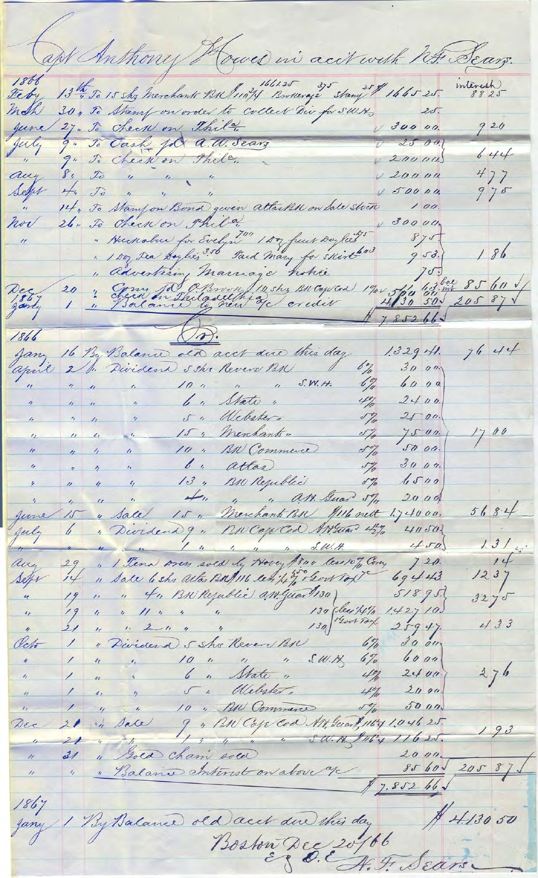# Capt Anthony Howes in acct with N. F. Sears.

| Date | | Item | Amount | Interest |
|---|---|---|---|---|
| 1866 Feby | 13th | To 15 shs Merchants Bk $110¾ 1661.25 Brokerage 3.75 Stamp 25 | $1665 25 | 88 25 |
| Mch | 30 | To Stamp on order to collect Div for S.W.H. | 25 | |
| June | 27 | To Check on Phila | 300 00 | 9 20 |
| July | 9 | To Cash pd A. W. Sears | 25 00 | |
| " | 9 | To Check on Phila | 200 00 | 6 44 |
| Aug | 8 | To " " " | 200 00 | 4 77 |
| Sept | 4 | To " " " | 500 00 | 9 75 |
| " | 14 | To Stamp on Bond given Atlas Bk on Sale Stock | 1 00 | |
| Nov | 26 | To Check on Phila | 300 00 | |
| " | | " Necklace for Evelyn 7.00 1 Doz fruit Doylies 1.75 | 8 75 | |
| | | " 1 Doz Tea Doylies 3.50 Paid Mary for Skirt 6.03 | 9 53 | 1 86 |
| | | " Advertising Marriage notice | 75 | |
| Dec | 20 | " Check on Philadelphia | 500 | 85 60 |
| | | " Comy pd O. Brown 10 shs Bk Cape Cod 1% on 1.5 Bal int | | |
| 1867 Jany | 1 | " Balance to new a/c credit | 4130 50 | 205 87 |
| | | | $7.852 66 | |

## Cr.

| Date | | Item | | Amount | Interest |
|---|---|---|---|---|---|
| 1866 Jany | 16 | By Balance old acct due this day | | 1.329 41 | 76 44 |
| April | 2 | " Dividend 5 shs Revere Bk | 6% | 30 00 | |
| " | " | " " 10 " " " S.W.H. | 6% | 60 00 | |
| " | " | " " 6 " State " | 4% | 24 00 | |
| " | " | " " 5 " Webster " | 5% | 25 00 | |
| " | " | " " 15 " Merchants " | 5% | 75 00 | 17 00 |
| " | " | " " 10 " Bk Commerce | 5% | 50 00 | |
| " | " | " " 6 " Atlas | 5% | 30 00 | |
| " | " | " " 13 " Bk Republic | 5% | 65 00 | |
| " | " | " " 4 " " " A.W. Guar | 5% | 20 00 | |
| June | 15 | " Sale 15 " Merchants Bk $116 nett | | 1.740 00 | 56 84 |
| July | 6 | " Dividend 9 " Bk Cape Cod A.W. Guar | 4½% | 40 50 | |
| " | " | " " 1 " " " " S.W.H. | | 4 50 | 1 31 |
| Aug | 29 | " 1 Tierra [?] sold by Hovey $8.00 less 10% Comy | | 7 20 | 14 |
| Sept | 14 | " Sale 6 shs Atlas Bk $116 less ¼ % & Govt tax | | 694 43 | 12 37 |
| " | 19 | " " 4 " Bk Republic A.W. Guar $130 | | 518 95 | 32 75 |
| " | 19 | " " 11 " " " | 130 less ¼% & Govt Tax | 1.427 10 | |
| " | 21 | " " 2 " " " | 130 | 259 47 | 4 33 |
| Octo | 1 | " Dividend 5 shs Revere Bk | 6% | 30 00 | |
| " | 1 | " " 10 " " " S.W.H. | 6% | 60 00 | |
| " | 1 | " " 6 " State " | 4% | 24 00 | 2 76 |
| " | 1 | " " 5 " Webster " | 4% | 20 00 | |
| " | 1 | " " 10 " Bk Commerce | 5% | 50 00 | |
| Dec | 21 | " Sale 9 " Bk Cape Cod A.W. Guar $116¼ | | 1.046 25 | |
| " | 21 | " " 1 " " " " S.W.H. $116¼ | | 116 25 | 1 93 |
| " | 31 | " Gold Chain sold | | 20 00 | |
| " | " | " Balance Interest on above a/c | | 85 60 | 205 87 |
| | | | | $7.852 66 | |

1867 Jany 1 By Balance old acct due this day $4130 50

Boston Dec 20/66

E & O. E. N. F. Sears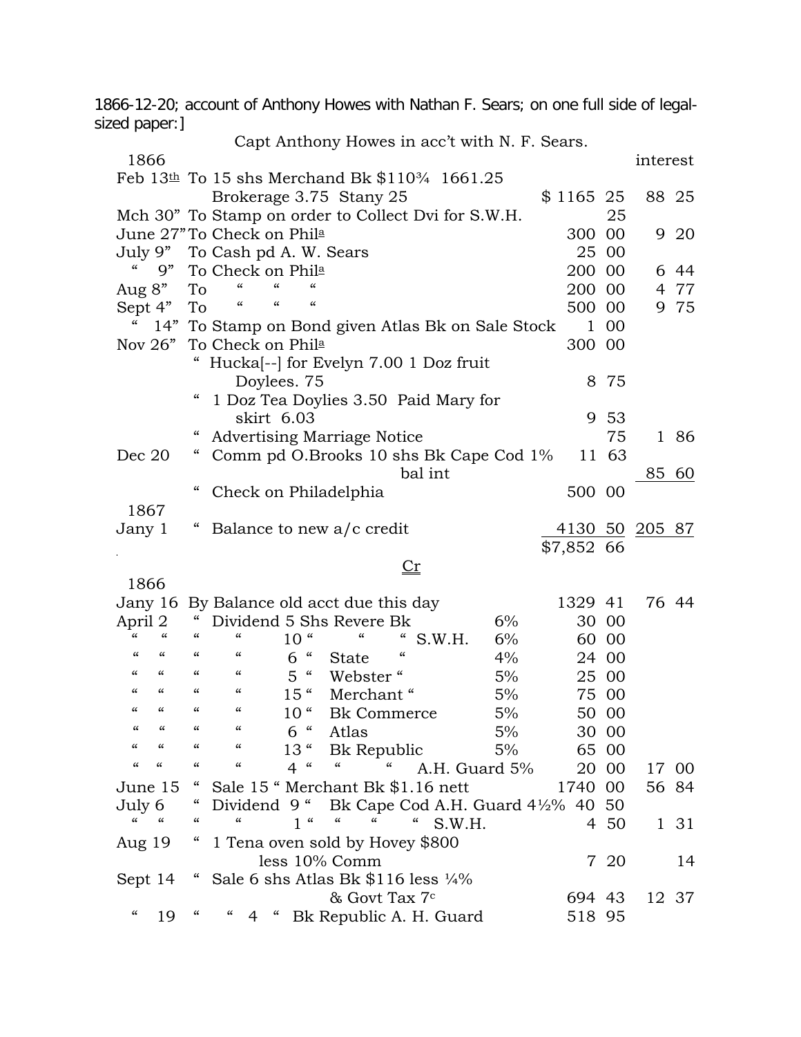1866-12-20; account of Anthony Howes with Nathan F. Sears; on one full side of legal-sized paper:]

Capt Anthony Howes in acc't with N. F. Sears.

| 1866 | | | interest |
|---|---|---|---|
| Feb 13th | To 15 shs Merchand Bk $110¾ 1661.25 Brokerage 3.75 Stany 25 | $ 1165 25 | 88 25 |
| Mch 30" | To Stamp on order to Collect Dvi for S.W.H. | 25 | |
| June 27" | To Check on Phila | 300 00 | 9 20 |
| July 9" | To Cash pd A. W. Sears | 25 00 | |
| " 9" | To Check on Phila | 200 00 | 6 44 |
| Aug 8" | To " " " | 200 00 | 4 77 |
| Sept 4" | To " " " | 500 00 | 9 75 |
| " 14" | To Stamp on Bond given Atlas Bk on Sale Stock | 1 00 | |
| Nov 26" | To Check on Phila | 300 00 | |
| | " Hucka[--] for Evelyn 7.00 1 Doz fruit Doylees. 75 | 8 75 | |
| | " 1 Doz Tea Doylies 3.50 Paid Mary for skirt 6.03 | 9 53 | |
| | " Advertising Marriage Notice | 75 | 1 86 |
| Dec 20 | " Comm pd O.Brooks 10 shs Bk Cape Cod 1% | 11 63 | |
| | bal int | | 85 60 |
| | " Check on Philadelphia | 500 00 | |
| 1867 | | | |
| Jany 1 | " Balance to new a/c credit | 4130 50 | 205 87 |
| | | $7,852 66 | |

Cr

| 1866 | | | | interest |
|---|---|---|---|---|
| Jany 16 | By Balance old acct due this day | | 1329 41 | 76 44 |
| April 2 | " Dividend 5 Shs Revere Bk | 6% | 30 00 | |
| " " | " " 10 " " " S.W.H. | 6% | 60 00 | |
| " " | " " 6 " State " | 4% | 24 00 | |
| " " | " " 5 " Webster " | 5% | 25 00 | |
| " " | " " 15 " Merchant " | 5% | 75 00 | |
| " " | " " 10 " Bk Commerce | 5% | 50 00 | |
| " " | " " 6 " Atlas | 5% | 30 00 | |
| " " | " " 13 " Bk Republic | 5% | 65 00 | |
| " " | " " 4 " " " A.H. Guard | 5% | 20 00 | 17 00 |
| June 15 | " Sale 15 " Merchant Bk $1.16 nett | | 1740 00 | 56 84 |
| July 6 | " Dividend 9 " Bk Cape Cod A.H. Guard | 4½% | 40 50 | |
| " " | " " 1 " " " " S.W.H. | | 4 50 | 1 31 |
| Aug 19 | " 1 Tena oven sold by Hovey $800 less 10% Comm | | 7 20 | 14 |
| Sept 14 | " Sale 6 shs Atlas Bk $116 less ¼% & Govt Tax 7c | | 694 43 | 12 37 |
| " 19 | " " 4 " Bk Republic A. H. Guard | | 518 95 | |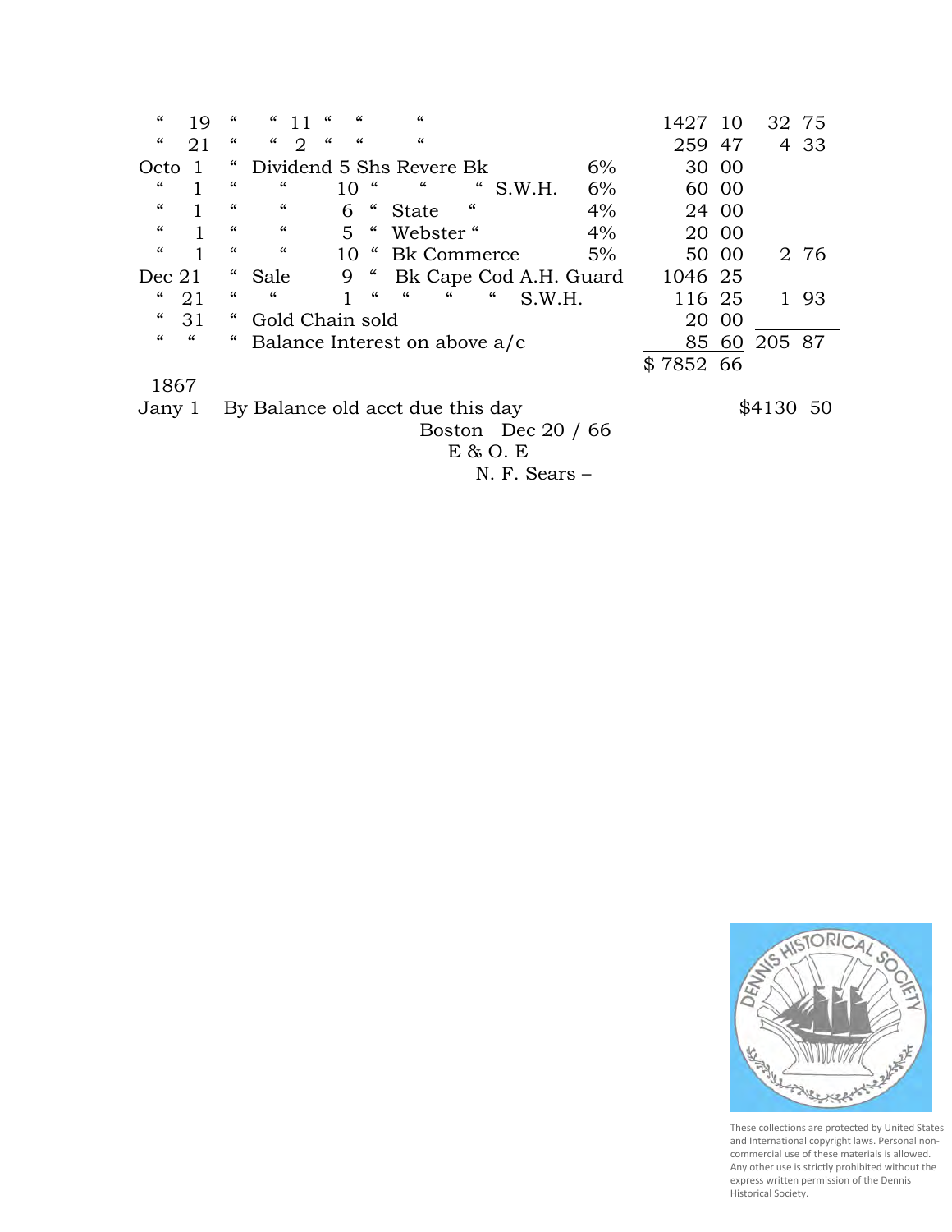| | | | | | | |
|---|---|---|---|---|---|---|
| " | 19 | " " 11 " " " | | 1427 10 | 32 75 |
| " | 21 | " " 2 " " " | | 259 47 | 4 33 |
| Octo | 1 | " Dividend 5 Shs Revere Bk | 6% | 30 00 | |
| " | 1 | " " 10 " " " S.W.H. | 6% | 60 00 | |
| " | 1 | " " 6 " State " | 4% | 24 00 | |
| " | 1 | " " 5 " Webster " | 4% | 20 00 | |
| " | 1 | " " 10 " Bk Commerce | 5% | 50 00 | 2 76 |
| Dec | 21 | " Sale 9 " Bk Cape Cod A.H. Guard | | 1046 25 | |
| " | 21 | " " 1 " " " " S.W.H. | | 116 25 | 1 93 |
| " | 31 | " Gold Chain sold | | 20 00 | |
| " | " | " Balance Interest on above a/c | | 85 60 | 205 87 |
| | | | | $ 7852 66 | |

1867

| | | |
|---|---|---|
| Jany 1 | By Balance old acct due this day | $4130 50 |

Boston Dec 20 / 66

E & O. E

N. F. Sears –

These collections are protected by United States and International copyright laws. Personal non-commercial use of these materials is allowed. Any other use is strictly prohibited without the express written permission of the Dennis Historical Society.